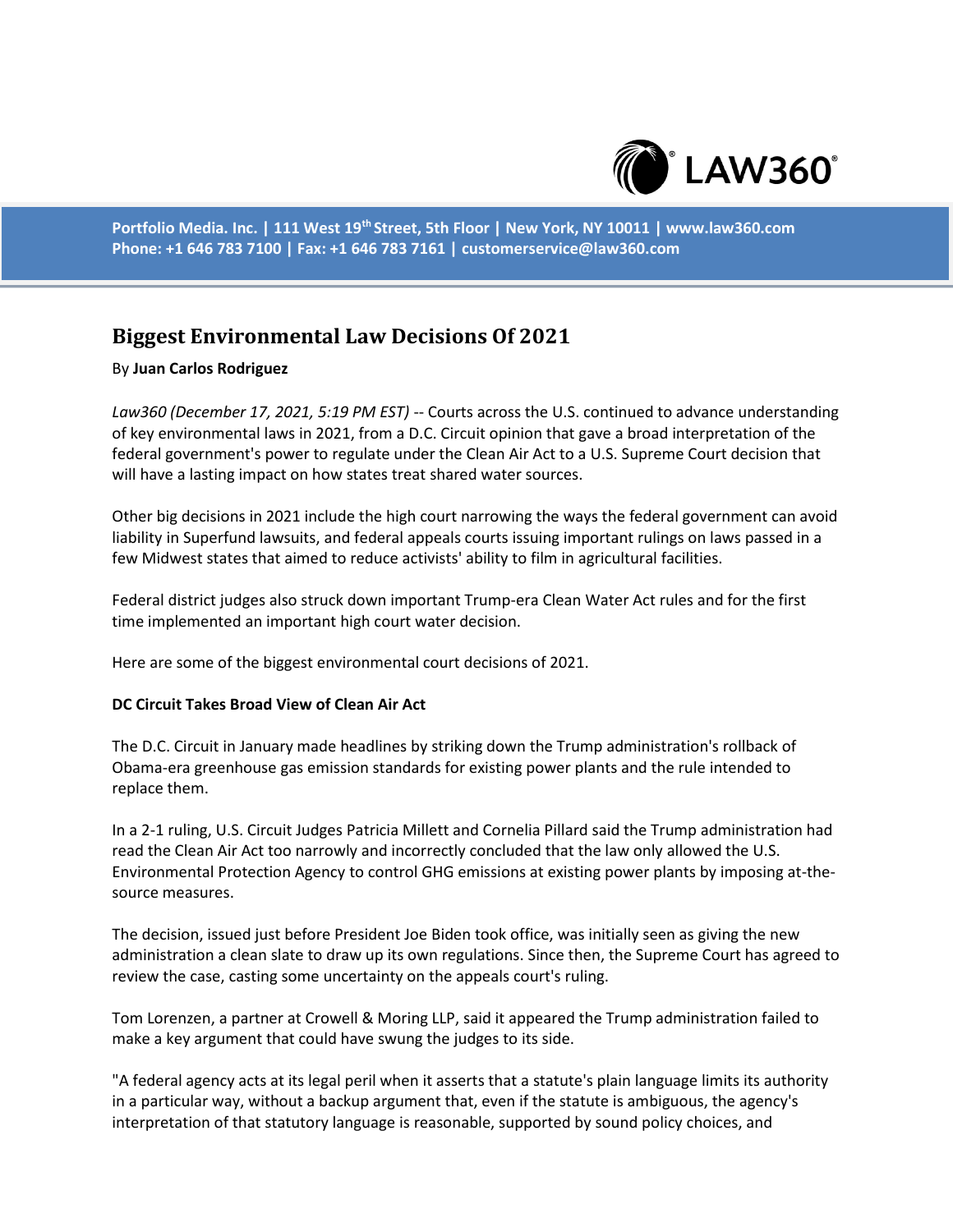Portfolio Media. Inc. | 111 West 19th Street, 5th Floor | New York, NY 10011 | www.law360.com
Phone: +1 646 783 7100 | Fax: +1 646 783 7161 | customerservice@law360.com

# Biggest Environmental Law Decisions Of 2021

By **Juan Carlos Rodriguez**

*Law360 (December 17, 2021, 5:19 PM EST)* -- Courts across the U.S. continued to advance understanding of key environmental laws in 2021, from a D.C. Circuit opinion that gave a broad interpretation of the federal government's power to regulate under the Clean Air Act to a U.S. Supreme Court decision that will have a lasting impact on how states treat shared water sources.

Other big decisions in 2021 include the high court narrowing the ways the federal government can avoid liability in Superfund lawsuits, and federal appeals courts issuing important rulings on laws passed in a few Midwest states that aimed to reduce activists' ability to film in agricultural facilities.

Federal district judges also struck down important Trump-era Clean Water Act rules and for the first time implemented an important high court water decision.

Here are some of the biggest environmental court decisions of 2021.

**DC Circuit Takes Broad View of Clean Air Act**

The D.C. Circuit in January made headlines by striking down the Trump administration's rollback of Obama-era greenhouse gas emission standards for existing power plants and the rule intended to replace them.

In a 2-1 ruling, U.S. Circuit Judges Patricia Millett and Cornelia Pillard said the Trump administration had read the Clean Air Act too narrowly and incorrectly concluded that the law only allowed the U.S. Environmental Protection Agency to control GHG emissions at existing power plants by imposing at-the-source measures.

The decision, issued just before President Joe Biden took office, was initially seen as giving the new administration a clean slate to draw up its own regulations. Since then, the Supreme Court has agreed to review the case, casting some uncertainty on the appeals court's ruling.

Tom Lorenzen, a partner at Crowell & Moring LLP, said it appeared the Trump administration failed to make a key argument that could have swung the judges to its side.

"A federal agency acts at its legal peril when it asserts that a statute's plain language limits its authority in a particular way, without a backup argument that, even if the statute is ambiguous, the agency's interpretation of that statutory language is reasonable, supported by sound policy choices, and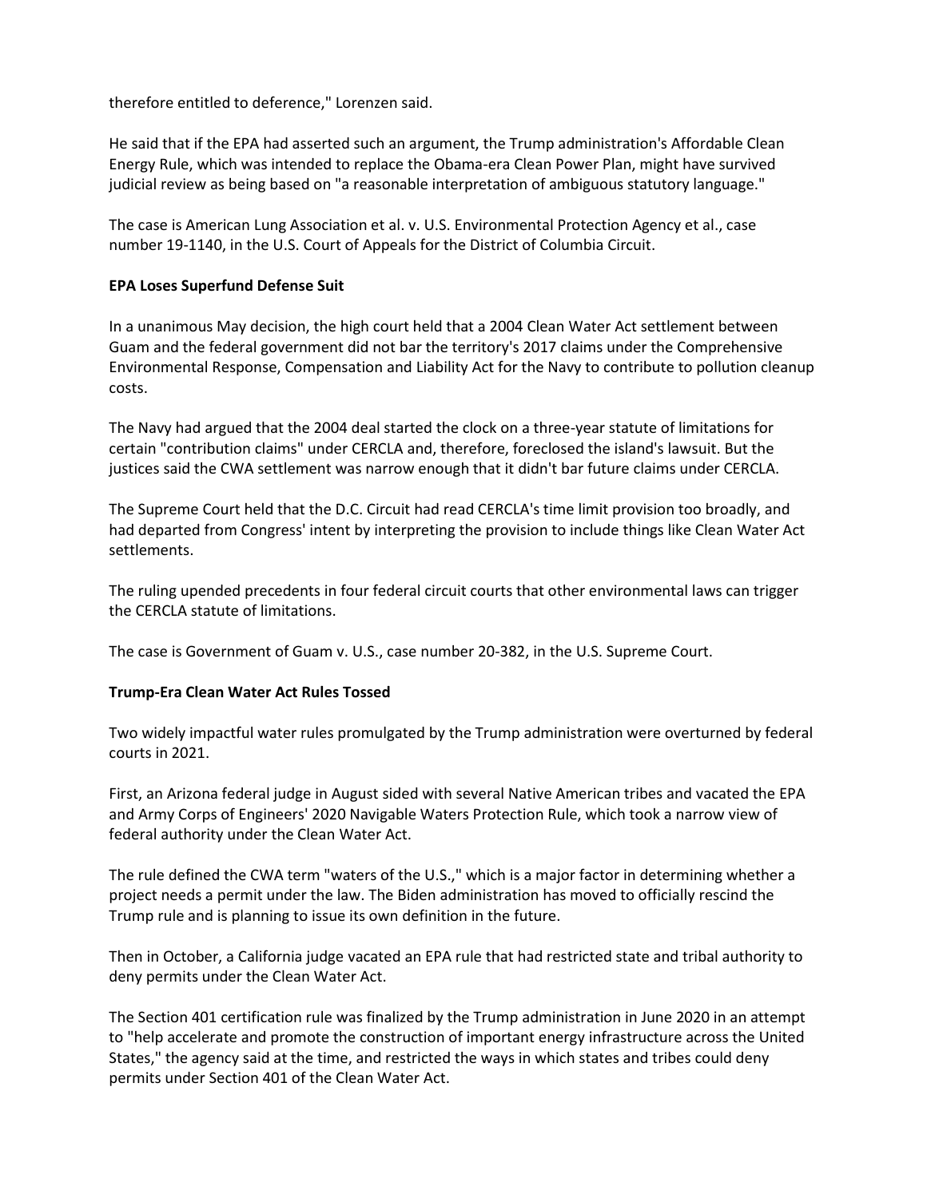therefore entitled to deference," Lorenzen said.

He said that if the EPA had asserted such an argument, the Trump administration's Affordable Clean Energy Rule, which was intended to replace the Obama-era Clean Power Plan, might have survived judicial review as being based on "a reasonable interpretation of ambiguous statutory language."

The case is American Lung Association et al. v. U.S. Environmental Protection Agency et al., case number 19-1140, in the U.S. Court of Appeals for the District of Columbia Circuit.

**EPA Loses Superfund Defense Suit**

In a unanimous May decision, the high court held that a 2004 Clean Water Act settlement between Guam and the federal government did not bar the territory's 2017 claims under the Comprehensive Environmental Response, Compensation and Liability Act for the Navy to contribute to pollution cleanup costs.

The Navy had argued that the 2004 deal started the clock on a three-year statute of limitations for certain "contribution claims" under CERCLA and, therefore, foreclosed the island's lawsuit. But the justices said the CWA settlement was narrow enough that it didn't bar future claims under CERCLA.

The Supreme Court held that the D.C. Circuit had read CERCLA's time limit provision too broadly, and had departed from Congress' intent by interpreting the provision to include things like Clean Water Act settlements.

The ruling upended precedents in four federal circuit courts that other environmental laws can trigger the CERCLA statute of limitations.

The case is Government of Guam v. U.S., case number 20-382, in the U.S. Supreme Court.

**Trump-Era Clean Water Act Rules Tossed**

Two widely impactful water rules promulgated by the Trump administration were overturned by federal courts in 2021.

First, an Arizona federal judge in August sided with several Native American tribes and vacated the EPA and Army Corps of Engineers' 2020 Navigable Waters Protection Rule, which took a narrow view of federal authority under the Clean Water Act.

The rule defined the CWA term "waters of the U.S.," which is a major factor in determining whether a project needs a permit under the law. The Biden administration has moved to officially rescind the Trump rule and is planning to issue its own definition in the future.

Then in October, a California judge vacated an EPA rule that had restricted state and tribal authority to deny permits under the Clean Water Act.

The Section 401 certification rule was finalized by the Trump administration in June 2020 in an attempt to "help accelerate and promote the construction of important energy infrastructure across the United States," the agency said at the time, and restricted the ways in which states and tribes could deny permits under Section 401 of the Clean Water Act.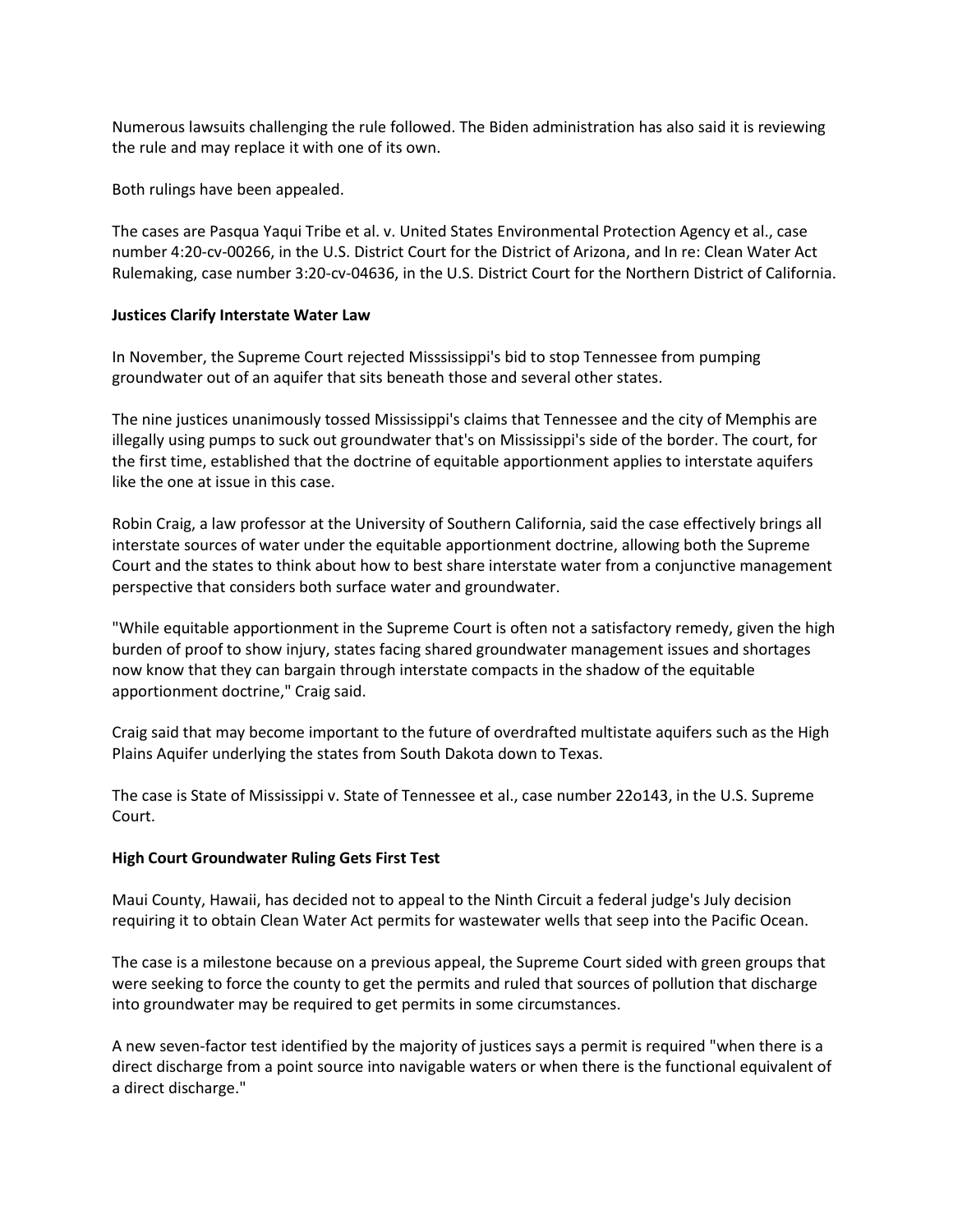Numerous lawsuits challenging the rule followed. The Biden administration has also said it is reviewing the rule and may replace it with one of its own.

Both rulings have been appealed.

The cases are Pasqua Yaqui Tribe et al. v. United States Environmental Protection Agency et al., case number 4:20-cv-00266, in the U.S. District Court for the District of Arizona, and In re: Clean Water Act Rulemaking, case number 3:20-cv-04636, in the U.S. District Court for the Northern District of California.

**Justices Clarify Interstate Water Law**

In November, the Supreme Court rejected Missssissippi's bid to stop Tennessee from pumping groundwater out of an aquifer that sits beneath those and several other states.

The nine justices unanimously tossed Mississippi's claims that Tennessee and the city of Memphis are illegally using pumps to suck out groundwater that's on Mississippi's side of the border. The court, for the first time, established that the doctrine of equitable apportionment applies to interstate aquifers like the one at issue in this case.

Robin Craig, a law professor at the University of Southern California, said the case effectively brings all interstate sources of water under the equitable apportionment doctrine, allowing both the Supreme Court and the states to think about how to best share interstate water from a conjunctive management perspective that considers both surface water and groundwater.

"While equitable apportionment in the Supreme Court is often not a satisfactory remedy, given the high burden of proof to show injury, states facing shared groundwater management issues and shortages now know that they can bargain through interstate compacts in the shadow of the equitable apportionment doctrine," Craig said.

Craig said that may become important to the future of overdrafted multistate aquifers such as the High Plains Aquifer underlying the states from South Dakota down to Texas.

The case is State of Mississippi v. State of Tennessee et al., case number 22o143, in the U.S. Supreme Court.

**High Court Groundwater Ruling Gets First Test**

Maui County, Hawaii, has decided not to appeal to the Ninth Circuit a federal judge's July decision requiring it to obtain Clean Water Act permits for wastewater wells that seep into the Pacific Ocean.

The case is a milestone because on a previous appeal, the Supreme Court sided with green groups that were seeking to force the county to get the permits and ruled that sources of pollution that discharge into groundwater may be required to get permits in some circumstances.

A new seven-factor test identified by the majority of justices says a permit is required "when there is a direct discharge from a point source into navigable waters or when there is the functional equivalent of a direct discharge."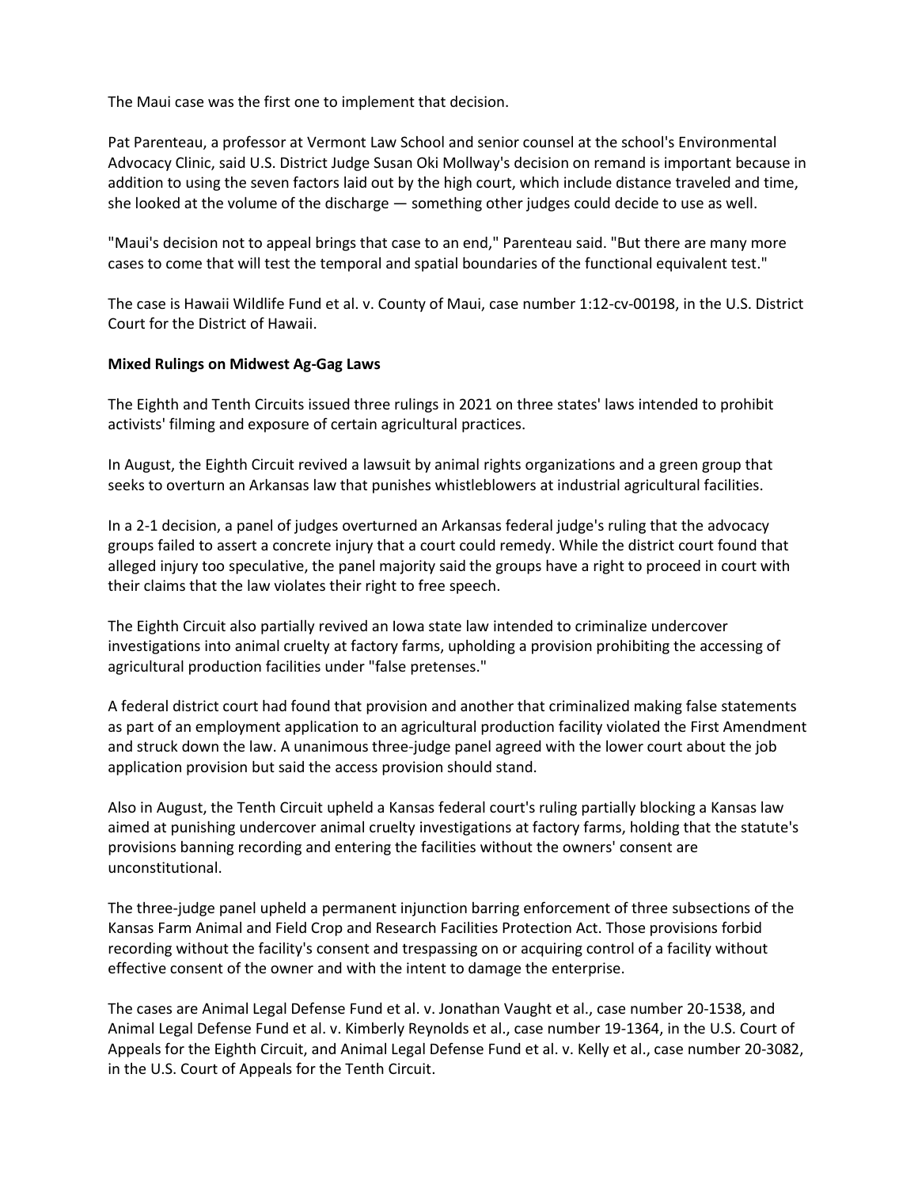The Maui case was the first one to implement that decision.

Pat Parenteau, a professor at Vermont Law School and senior counsel at the school's Environmental Advocacy Clinic, said U.S. District Judge Susan Oki Mollway's decision on remand is important because in addition to using the seven factors laid out by the high court, which include distance traveled and time, she looked at the volume of the discharge — something other judges could decide to use as well.

"Maui's decision not to appeal brings that case to an end," Parenteau said. "But there are many more cases to come that will test the temporal and spatial boundaries of the functional equivalent test."

The case is Hawaii Wildlife Fund et al. v. County of Maui, case number 1:12-cv-00198, in the U.S. District Court for the District of Hawaii.

**Mixed Rulings on Midwest Ag-Gag Laws**

The Eighth and Tenth Circuits issued three rulings in 2021 on three states' laws intended to prohibit activists' filming and exposure of certain agricultural practices.

In August, the Eighth Circuit revived a lawsuit by animal rights organizations and a green group that seeks to overturn an Arkansas law that punishes whistleblowers at industrial agricultural facilities.

In a 2-1 decision, a panel of judges overturned an Arkansas federal judge's ruling that the advocacy groups failed to assert a concrete injury that a court could remedy. While the district court found that alleged injury too speculative, the panel majority said the groups have a right to proceed in court with their claims that the law violates their right to free speech.

The Eighth Circuit also partially revived an Iowa state law intended to criminalize undercover investigations into animal cruelty at factory farms, upholding a provision prohibiting the accessing of agricultural production facilities under "false pretenses."

A federal district court had found that provision and another that criminalized making false statements as part of an employment application to an agricultural production facility violated the First Amendment and struck down the law. A unanimous three-judge panel agreed with the lower court about the job application provision but said the access provision should stand.

Also in August, the Tenth Circuit upheld a Kansas federal court's ruling partially blocking a Kansas law aimed at punishing undercover animal cruelty investigations at factory farms, holding that the statute's provisions banning recording and entering the facilities without the owners' consent are unconstitutional.

The three-judge panel upheld a permanent injunction barring enforcement of three subsections of the Kansas Farm Animal and Field Crop and Research Facilities Protection Act. Those provisions forbid recording without the facility's consent and trespassing on or acquiring control of a facility without effective consent of the owner and with the intent to damage the enterprise.

The cases are Animal Legal Defense Fund et al. v. Jonathan Vaught et al., case number 20-1538, and Animal Legal Defense Fund et al. v. Kimberly Reynolds et al., case number 19-1364, in the U.S. Court of Appeals for the Eighth Circuit, and Animal Legal Defense Fund et al. v. Kelly et al., case number 20-3082, in the U.S. Court of Appeals for the Tenth Circuit.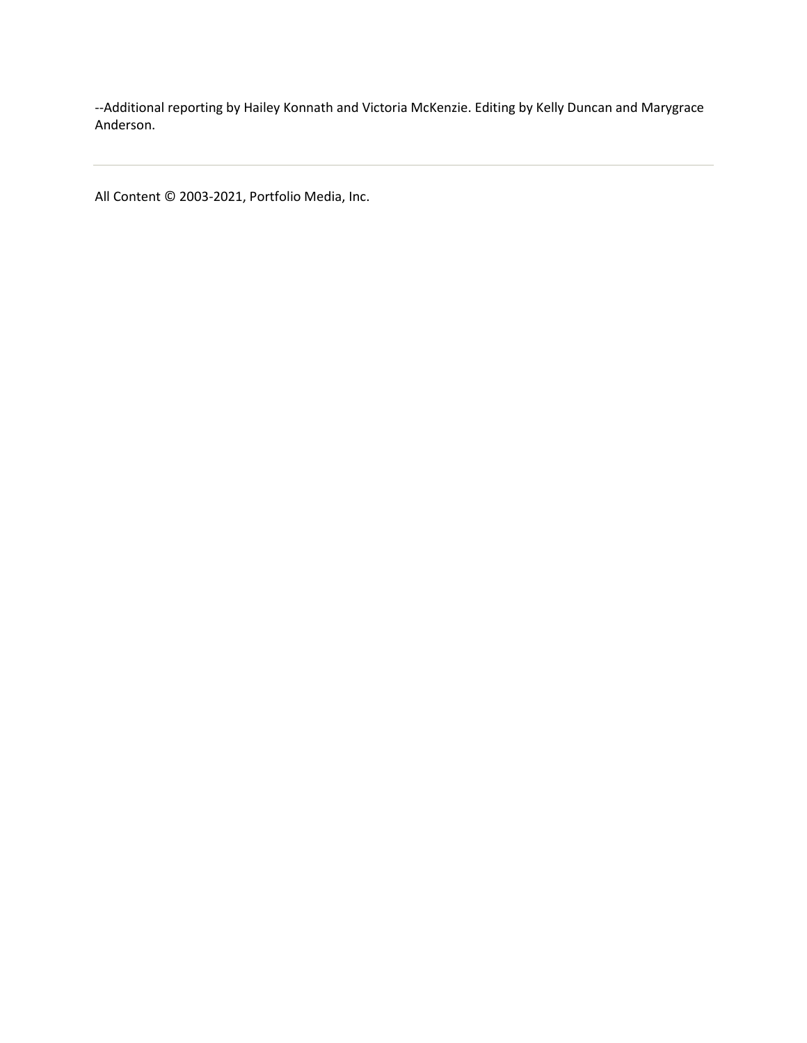--Additional reporting by Hailey Konnath and Victoria McKenzie. Editing by Kelly Duncan and Marygrace Anderson.

---

All Content © 2003-2021, Portfolio Media, Inc.